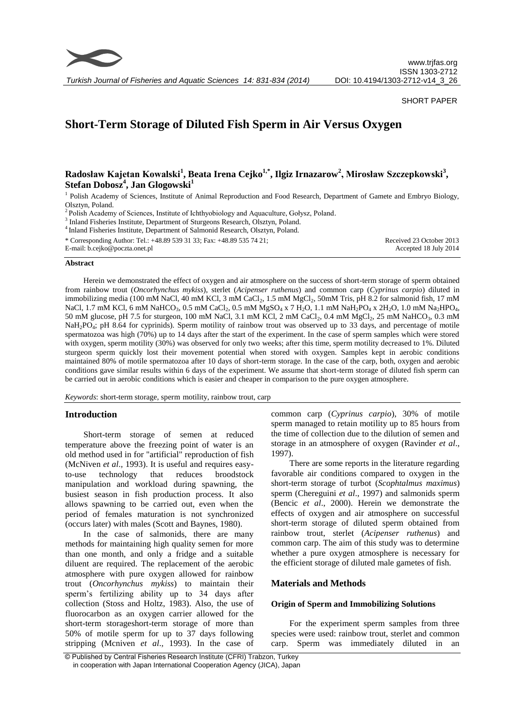SHORT PAPER

# Short-Term Storage of Diluted Fish Sperm in Air Versus Oxygen

## Radosław Kajetan Kowalski[1], Beata Irena Cejko[1,*], Ilgiz Irnazarow[2], Mirosław Szczepkowski[3], Stefan Dobosz[4], Jan Glogowski[1]

[1] Polish Academy of Sciences, Institute of Animal Reproduction and Food Research, Department of Gamete and Embryo Biology, Olsztyn, Poland.

[2] Polish Academy of Sciences, Institute of Ichthyobiology and Aquaculture, Gołysz, Poland.

[3] Inland Fisheries Institute, Department of Sturgeons Research, Olsztyn, Poland.

[4] Inland Fisheries Institute, Department of Salmonid Research, Olsztyn, Poland.

\* Corresponding Author: Tel.: +48.89 539 31 33; Fax: +48.89 535 74 21;
E-mail: b.cejko@poczta.onet.pl

Received 23 October 2013
Accepted 18 July 2014

### Abstract

Herein we demonstrated the effect of oxygen and air atmosphere on the success of short-term storage of sperm obtained from rainbow trout (*Oncorhynchus mykiss*), sterlet (*Acipenser ruthenus*) and common carp (*Cyprinus carpio*) diluted in immobilizing media (100 mM NaCl, 40 mM KCl, 3 mM $CaCl_2$, 1.5 mM $MgCl_2$, 50mM Tris, pH 8.2 for salmonid fish, 17 mM NaCl, 1.7 mM KCl, 6 mM $NaHCO_3$, 0.5 mM $CaCl_2$, 0.5 mM $MgSO_4$ x 7 $H_2O$, 1.1 mM $NaH_2PO_4$ x $2H_2O$, 1.0 mM $Na_2HPO_4$, 50 mM glucose, pH 7.5 for sturgeon, 100 mM NaCl, 3.1 mM KCl, 2 mM $CaCl_2$, 0.4 mM $MgCl_2$, 25 mM $NaHCO_3$, 0.3 mM $NaH_2PO_4$; pH 8.64 for cyprinids). Sperm motility of rainbow trout was observed up to 33 days, and percentage of motile spermatozoa was high (70%) up to 14 days after the start of the experiment. In the case of sperm samples which were stored with oxygen, sperm motility (30%) was observed for only two weeks; after this time, sperm motility decreased to 1%. Diluted sturgeon sperm quickly lost their movement potential when stored with oxygen. Samples kept in aerobic conditions maintained 80% of motile spermatozoa after 10 days of short-term storage. In the case of the carp, both, oxygen and aerobic conditions gave similar results within 6 days of the experiment. We assume that short-term storage of diluted fish sperm can be carried out in aerobic conditions which is easier and cheaper in comparison to the pure oxygen atmosphere.

*Keywords*: short-term storage, sperm motility, rainbow trout, carp

## Introduction

Short-term storage of semen at reduced temperature above the freezing point of water is an old method used in for "artificial" reproduction of fish (McNiven *et al*., 1993). It is useful and requires easy-to-use technology that reduces broodstock manipulation and workload during spawning, the busiest season in fish production process. It also allows spawning to be carried out, even when the period of females maturation is not synchronized (occurs later) with males (Scott and Baynes, 1980).

In the case of salmonids, there are many methods for maintaining high quality semen for more than one month, and only a fridge and a suitable diluent are required. The replacement of the aerobic atmosphere with pure oxygen allowed for rainbow trout (*Oncorhynchus mykiss*) to maintain their sperm's fertilizing ability up to 34 days after collection (Stoss and Holtz, 1983). Also, the use of fluorocarbon as an oxygen carrier allowed for the short-term storageshort-term storage of more than 50% of motile sperm for up to 37 days following stripping (Mcniven *et al*., 1993). In the case of common carp (*Cyprinus carpio*), 30% of motile sperm managed to retain motility up to 85 hours from the time of collection due to the dilution of semen and storage in an atmosphere of oxygen (Ravinder *et al*., 1997).

There are some reports in the literature regarding favorable air conditions compared to oxygen in the short-term storage of turbot (*Scophtalmus maximus*) sperm (Chereguini *et al*., 1997) and salmonids sperm (Bencic *et al*., 2000). Herein we demonstrate the effects of oxygen and air atmosphere on successful short-term storage of diluted sperm obtained from rainbow trout, sterlet (*Acipenser ruthenus*) and common carp. The aim of this study was to determine whether a pure oxygen atmosphere is necessary for the efficient storage of diluted male gametes of fish.

## Materials and Methods

### Origin of Sperm and Immobilizing Solutions

For the experiment sperm samples from three species were used: rainbow trout, sterlet and common carp. Sperm was immediately diluted in an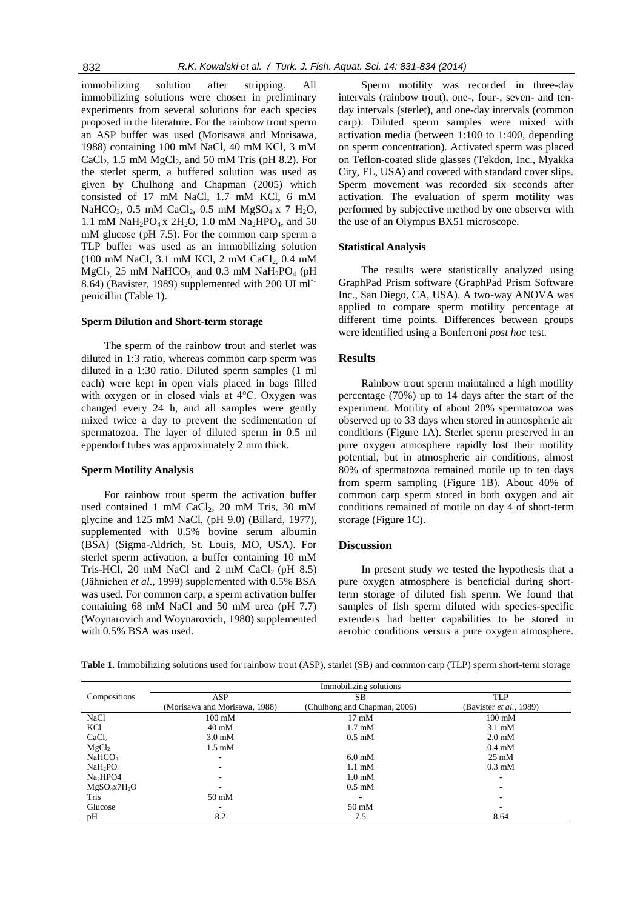immobilizing solution after stripping. All immobilizing solutions were chosen in preliminary experiments from several solutions for each species proposed in the literature. For the rainbow trout sperm an ASP buffer was used (Morisawa and Morisawa, 1988) containing 100 mM NaCl, 40 mM KCl, 3 mM $CaCl_2$, 1.5 mM $MgCl_2$, and 50 mM Tris (pH 8.2). For the sterlet sperm, a buffered solution was used as given by Chulhong and Chapman (2005) which consisted of 17 mM NaCl, 1.7 mM KCl, 6 mM $NaHCO_3$, 0.5 mM $CaCl_2$, 0.5 mM $MgSO_4$ x 7 $H_2O$, 1.1 mM $NaH_2PO_4$ x $2H_2O$, 1.0 mM $Na_2HPO_4$, and 50 mM glucose (pH 7.5). For the common carp sperm a TLP buffer was used as an immobilizing solution (100 mM NaCl, 3.1 mM KCl, 2 mM $CaCl_2$, 0.4 mM $MgCl_2$, 25 mM $NaHCO_3$, and 0.3 mM $NaH_2PO_4$ (pH 8.64) (Bavister, 1989) supplemented with 200 UI $ml^{-1}$ penicillin (Table 1).

#### Sperm Dilution and Short-term storage

The sperm of the rainbow trout and sterlet was diluted in 1:3 ratio, whereas common carp sperm was diluted in a 1:30 ratio. Diluted sperm samples (1 ml each) were kept in open vials placed in bags filled with oxygen or in closed vials at 4°C. Oxygen was changed every 24 h, and all samples were gently mixed twice a day to prevent the sedimentation of spermatozoa. The layer of diluted sperm in 0.5 ml eppendorf tubes was approximately 2 mm thick.

#### Sperm Motility Analysis

For rainbow trout sperm the activation buffer used contained 1 mM $CaCl_2$, 20 mM Tris, 30 mM glycine and 125 mM NaCl, (pH 9.0) (Billard, 1977), supplemented with 0.5% bovine serum albumin (BSA) (Sigma-Aldrich, St. Louis, MO, USA). For sterlet sperm activation, a buffer containing 10 mM Tris-HCl, 20 mM NaCl and 2 mM $CaCl_2$ (pH 8.5) (Jähnichen *et al*., 1999) supplemented with 0.5% BSA was used. For common carp, a sperm activation buffer containing 68 mM NaCl and 50 mM urea (pH 7.7) (Woynarovich and Woynarovich, 1980) supplemented with 0.5% BSA was used.

Sperm motility was recorded in three-day intervals (rainbow trout), one-, four-, seven- and ten-day intervals (sterlet), and one-day intervals (common carp). Diluted sperm samples were mixed with activation media (between 1:100 to 1:400, depending on sperm concentration). Activated sperm was placed on Teflon-coated slide glasses (Tekdon, Inc., Myakka City, FL, USA) and covered with standard cover slips. Sperm movement was recorded six seconds after activation. The evaluation of sperm motility was performed by subjective method by one observer with the use of an Olympus BX51 microscope.

#### Statistical Analysis

The results were statistically analyzed using GraphPad Prism software (GraphPad Prism Software Inc., San Diego, CA, USA). A two-way ANOVA was applied to compare sperm motility percentage at different time points. Differences between groups were identified using a Bonferroni *post hoc* test.

## Results

Rainbow trout sperm maintained a high motility percentage (70%) up to 14 days after the start of the experiment. Motility of about 20% spermatozoa was observed up to 33 days when stored in atmospheric air conditions (Figure 1A). Sterlet sperm preserved in an pure oxygen atmosphere rapidly lost their motility potential, but in atmospheric air conditions, almost 80% of spermatozoa remained motile up to ten days from sperm sampling (Figure 1B). About 40% of common carp sperm stored in both oxygen and air conditions remained of motile on day 4 of short-term storage (Figure 1C).

## Discussion

In present study we tested the hypothesis that a pure oxygen atmosphere is beneficial during short-term storage of diluted fish sperm. We found that samples of fish sperm diluted with species-specific extenders had better capabilities to be stored in aerobic conditions versus a pure oxygen atmosphere.

**Table 1.** Immobilizing solutions used for rainbow trout (ASP), starlet (SB) and common carp (TLP) sperm short-term storage

| Compositions | Immobilizing solutions | | |
|---|---|---|---|
| | ASP (Morisawa and Morisawa, 1988) | SB (Chulhong and Chapman, 2006) | TLP (Bavister *et al.*, 1989) |
| NaCl | 100 mM | 17 mM | 100 mM |
| KCl | 40 mM | 1.7 mM | 3.1 mM |
| $CaCl_2$ | 3.0 mM | 0.5 mM | 2.0 mM |
| $MgCl_2$ | 1.5 mM | | 0.4 mM |
| $NaHCO_3$ | - | 6.0 mM | 25 mM |
| $NaH_2PO_4$ | - | 1.1 mM | 0.3 mM |
| $Na_2HPO4$ | - | 1.0 mM | - |
| $MgSO_4x7H_2O$ | - | 0.5 mM | - |
| Tris | 50 mM | - | - |
| Glucose | - | 50 mM | - |
| pH | 8.2 | 7.5 | 8.64 |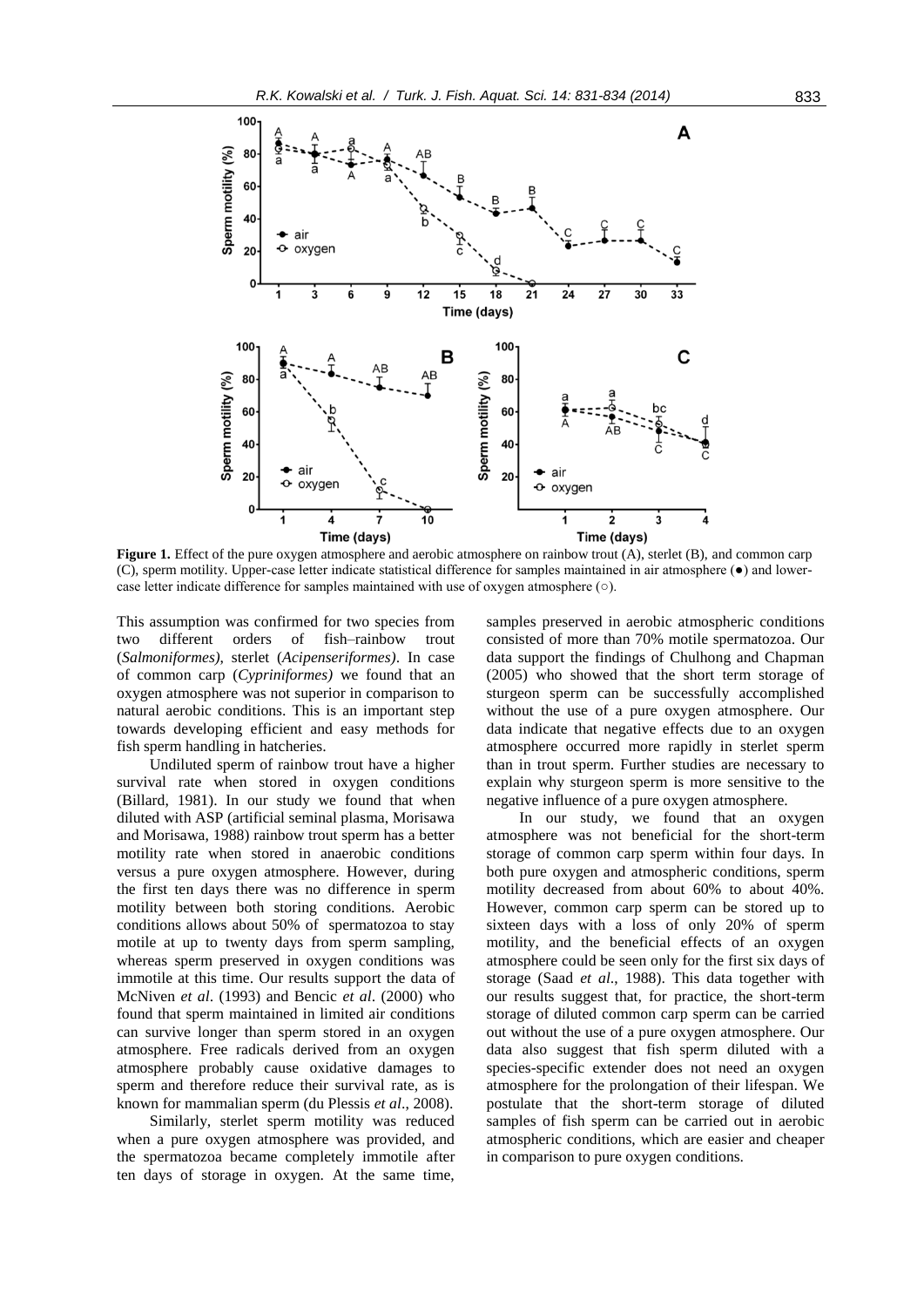**Figure 1.** Effect of the pure oxygen atmosphere and aerobic atmosphere on rainbow trout (A), sterlet (B), and common carp (C), sperm motility. Upper-case letter indicate statistical difference for samples maintained in air atmosphere (●) and lower-case letter indicate difference for samples maintained with use of oxygen atmosphere (○).

This assumption was confirmed for two species from two different orders of fish–rainbow trout (*Salmoniformes)*, sterlet (*Acipenseriformes)*. In case of common carp (*Cypriniformes)* we found that an oxygen atmosphere was not superior in comparison to natural aerobic conditions. This is an important step towards developing efficient and easy methods for fish sperm handling in hatcheries.

Undiluted sperm of rainbow trout have a higher survival rate when stored in oxygen conditions (Billard, 1981). In our study we found that when diluted with ASP (artificial seminal plasma, Morisawa and Morisawa, 1988) rainbow trout sperm has a better motility rate when stored in anaerobic conditions versus a pure oxygen atmosphere. However, during the first ten days there was no difference in sperm motility between both storing conditions. Aerobic conditions allows about 50% of spermatozoa to stay motile at up to twenty days from sperm sampling, whereas sperm preserved in oxygen conditions was immotile at this time. Our results support the data of McNiven *et al*. (1993) and Bencic *et al*. (2000) who found that sperm maintained in limited air conditions can survive longer than sperm stored in an oxygen atmosphere. Free radicals derived from an oxygen atmosphere probably cause oxidative damages to sperm and therefore reduce their survival rate, as is known for mammalian sperm (du Plessis *et al*., 2008).

Similarly, sterlet sperm motility was reduced when a pure oxygen atmosphere was provided, and the spermatozoa became completely immotile after ten days of storage in oxygen. At the same time, samples preserved in aerobic atmospheric conditions consisted of more than 70% motile spermatozoa. Our data support the findings of Chulhong and Chapman (2005) who showed that the short term storage of sturgeon sperm can be successfully accomplished without the use of a pure oxygen atmosphere. Our data indicate that negative effects due to an oxygen atmosphere occurred more rapidly in sterlet sperm than in trout sperm. Further studies are necessary to explain why sturgeon sperm is more sensitive to the negative influence of a pure oxygen atmosphere.

In our study, we found that an oxygen atmosphere was not beneficial for the short-term storage of common carp sperm within four days. In both pure oxygen and atmospheric conditions, sperm motility decreased from about 60% to about 40%. However, common carp sperm can be stored up to sixteen days with a loss of only 20% of sperm motility, and the beneficial effects of an oxygen atmosphere could be seen only for the first six days of storage (Saad *et al*., 1988). This data together with our results suggest that, for practice, the short-term storage of diluted common carp sperm can be carried out without the use of a pure oxygen atmosphere. Our data also suggest that fish sperm diluted with a species-specific extender does not need an oxygen atmosphere for the prolongation of their lifespan. We postulate that the short-term storage of diluted samples of fish sperm can be carried out in aerobic atmospheric conditions, which are easier and cheaper in comparison to pure oxygen conditions.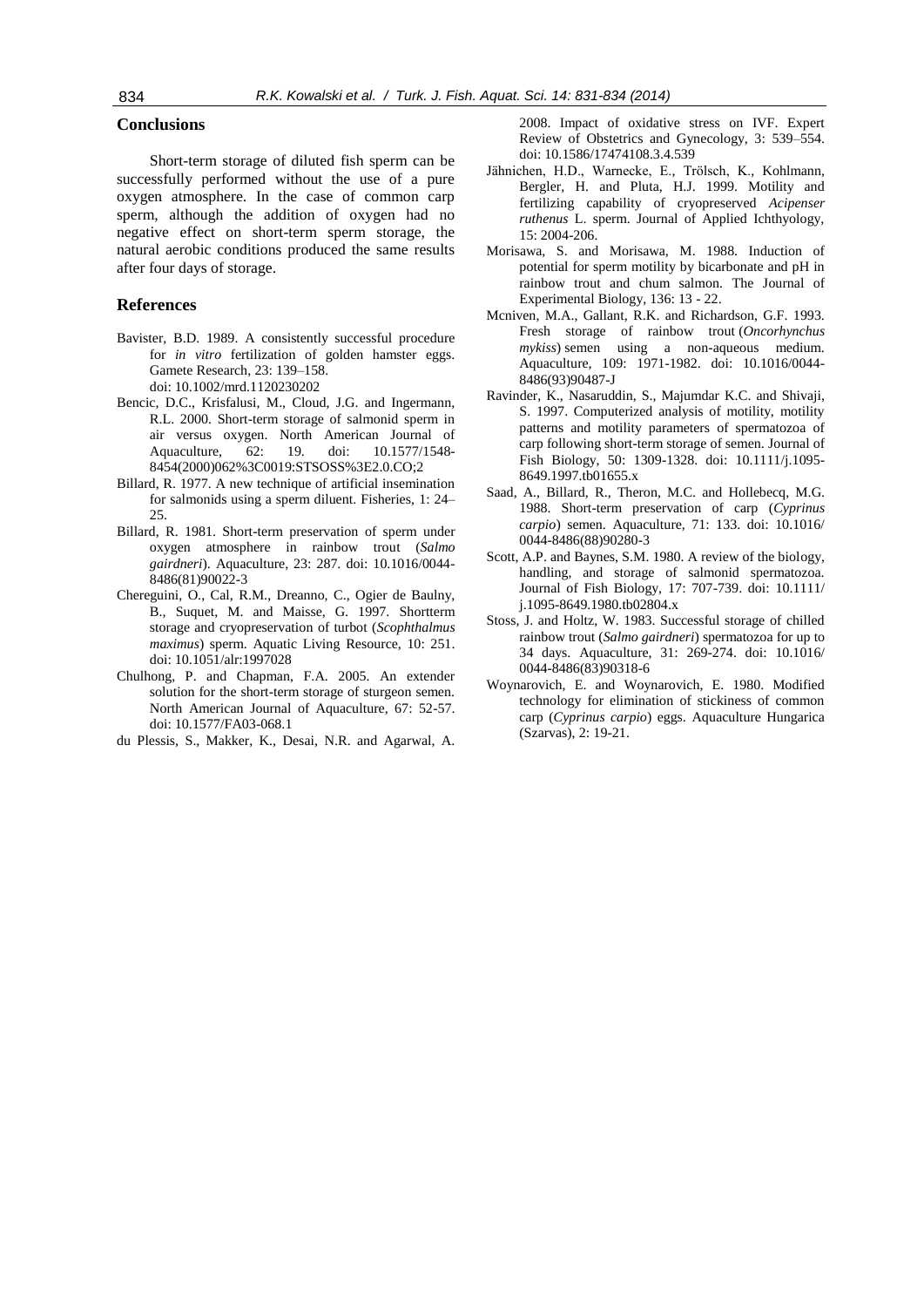## Conclusions

Short-term storage of diluted fish sperm can be successfully performed without the use of a pure oxygen atmosphere. In the case of common carp sperm, although the addition of oxygen had no negative effect on short-term sperm storage, the natural aerobic conditions produced the same results after four days of storage.

## References

Bavister, B.D. 1989. A consistently successful procedure for *in vitro* fertilization of golden hamster eggs. Gamete Research, 23: 139–158. doi: 10.1002/mrd.1120230202

Bencic, D.C., Krisfalusi, M., Cloud, J.G. and Ingermann, R.L. 2000. Short-term storage of salmonid sperm in air versus oxygen. North American Journal of Aquaculture, 62: 19. doi: 10.1577/1548-8454(2000)062%3C0019:STSOSS%3E2.0.CO;2

Billard, R. 1977. A new technique of artificial insemination for salmonids using a sperm diluent. Fisheries, 1: 24–25.

Billard, R. 1981. Short-term preservation of sperm under oxygen atmosphere in rainbow trout (*Salmo gairdneri*). Aquaculture, 23: 287. doi: 10.1016/0044-8486(81)90022-3

Chereguini, O., Cal, R.M., Dreanno, C., Ogier de Baulny, B., Suquet, M. and Maisse, G. 1997. Shortterm storage and cryopreservation of turbot (*Scophthalmus maximus*) sperm. Aquatic Living Resource, 10: 251. doi: 10.1051/alr:1997028

Chulhong, P. and Chapman, F.A. 2005. An extender solution for the short-term storage of sturgeon semen. North American Journal of Aquaculture, 67: 52-57. doi: 10.1577/FA03-068.1

du Plessis, S., Makker, K., Desai, N.R. and Agarwal, A. 2008. Impact of oxidative stress on IVF. Expert Review of Obstetrics and Gynecology, 3: 539–554. doi: 10.1586/17474108.3.4.539

Jähnichen, H.D., Warnecke, E., Trölsch, K., Kohlmann, Bergler, H. and Pluta, H.J. 1999. Motility and fertilizing capability of cryopreserved *Acipenser ruthenus* L. sperm. Journal of Applied Ichthyology, 15: 2004-206.

Morisawa, S. and Morisawa, M. 1988. Induction of potential for sperm motility by bicarbonate and pH in rainbow trout and chum salmon. The Journal of Experimental Biology, 136: 13 - 22.

Mcniven, M.A., Gallant, R.K. and Richardson, G.F. 1993. Fresh storage of rainbow trout (*Oncorhynchus mykiss*) semen using a non-aqueous medium. Aquaculture, 109: 1971-1982. doi: 10.1016/0044-8486(93)90487-J

Ravinder, K., Nasaruddin, S., Majumdar K.C. and Shivaji, S. 1997. Computerized analysis of motility, motility patterns and motility parameters of spermatozoa of carp following short-term storage of semen. Journal of Fish Biology, 50: 1309-1328. doi: 10.1111/j.1095-8649.1997.tb01655.x

Saad, A., Billard, R., Theron, M.C. and Hollebecq, M.G. 1988. Short-term preservation of carp (*Cyprinus carpio*) semen. Aquaculture, 71: 133. doi: 10.1016/0044-8486(88)90280-3

Scott, A.P. and Baynes, S.M. 1980. A review of the biology, handling, and storage of salmonid spermatozoa. Journal of Fish Biology, 17: 707-739. doi: 10.1111/j.1095-8649.1980.tb02804.x

Stoss, J. and Holtz, W. 1983. Successful storage of chilled rainbow trout (*Salmo gairdneri*) spermatozoa for up to 34 days. Aquaculture, 31: 269-274. doi: 10.1016/0044-8486(83)90318-6

Woynarovich, E. and Woynarovich, E. 1980. Modified technology for elimination of stickiness of common carp (*Cyprinus carpio*) eggs. Aquaculture Hungarica (Szarvas), 2: 19-21.